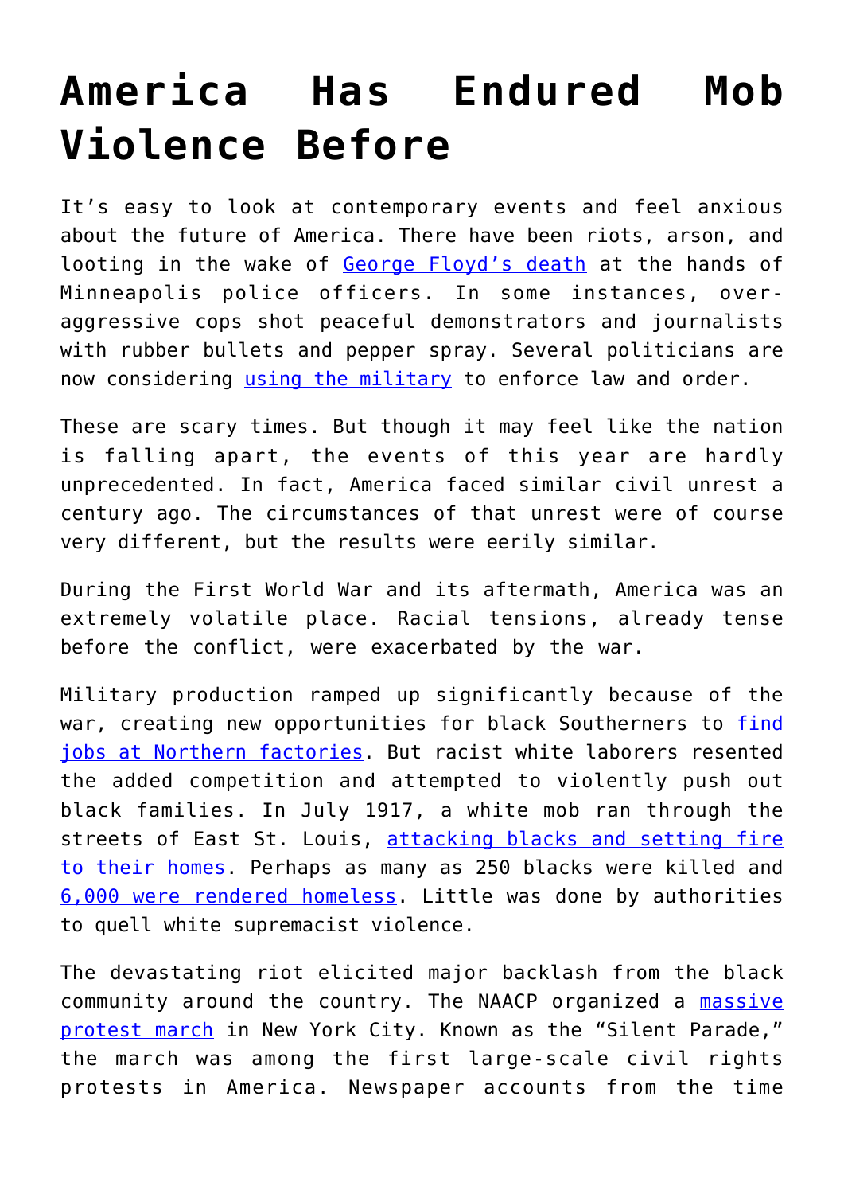# America Has Endured Mob Violence Before

It's easy to look at contemporary events and feel anxious about the future of America. There have been riots, arson, and looting in the wake of George Floyd's death at the hands of Minneapolis police officers. In some instances, over-aggressive cops shot peaceful demonstrators and journalists with rubber bullets and pepper spray. Several politicians are now considering using the military to enforce law and order.

These are scary times. But though it may feel like the nation is falling apart, the events of this year are hardly unprecedented. In fact, America faced similar civil unrest a century ago. The circumstances of that unrest were of course very different, but the results were eerily similar.

During the First World War and its aftermath, America was an extremely volatile place. Racial tensions, already tense before the conflict, were exacerbated by the war.

Military production ramped up significantly because of the war, creating new opportunities for black Southerners to find jobs at Northern factories. But racist white laborers resented the added competition and attempted to violently push out black families. In July 1917, a white mob ran through the streets of East St. Louis, attacking blacks and setting fire to their homes. Perhaps as many as 250 blacks were killed and 6,000 were rendered homeless. Little was done by authorities to quell white supremacist violence.

The devastating riot elicited major backlash from the black community around the country. The NAACP organized a massive protest march in New York City. Known as the "Silent Parade," the march was among the first large-scale civil rights protests in America. Newspaper accounts from the time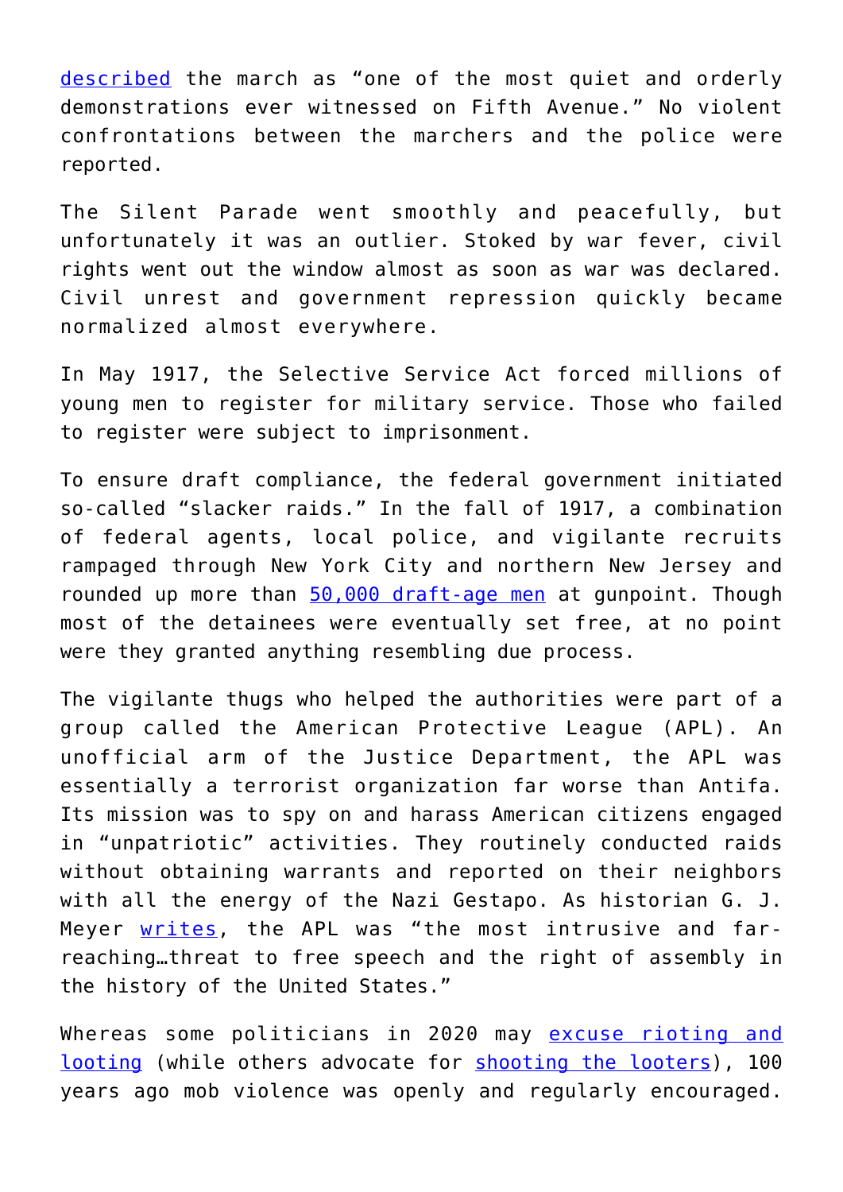described the march as “one of the most quiet and orderly demonstrations ever witnessed on Fifth Avenue.” No violent confrontations between the marchers and the police were reported.

The Silent Parade went smoothly and peacefully, but unfortunately it was an outlier. Stoked by war fever, civil rights went out the window almost as soon as war was declared. Civil unrest and government repression quickly became normalized almost everywhere.

In May 1917, the Selective Service Act forced millions of young men to register for military service. Those who failed to register were subject to imprisonment.

To ensure draft compliance, the federal government initiated so-called “slacker raids.” In the fall of 1917, a combination of federal agents, local police, and vigilante recruits rampaged through New York City and northern New Jersey and rounded up more than 50,000 draft-age men at gunpoint. Though most of the detainees were eventually set free, at no point were they granted anything resembling due process.

The vigilante thugs who helped the authorities were part of a group called the American Protective League (APL). An unofficial arm of the Justice Department, the APL was essentially a terrorist organization far worse than Antifa. Its mission was to spy on and harass American citizens engaged in “unpatriotic” activities. They routinely conducted raids without obtaining warrants and reported on their neighbors with all the energy of the Nazi Gestapo. As historian G. J. Meyer writes, the APL was “the most intrusive and far-reaching…threat to free speech and the right of assembly in the history of the United States.”

Whereas some politicians in 2020 may excuse rioting and looting (while others advocate for shooting the looters), 100 years ago mob violence was openly and regularly encouraged.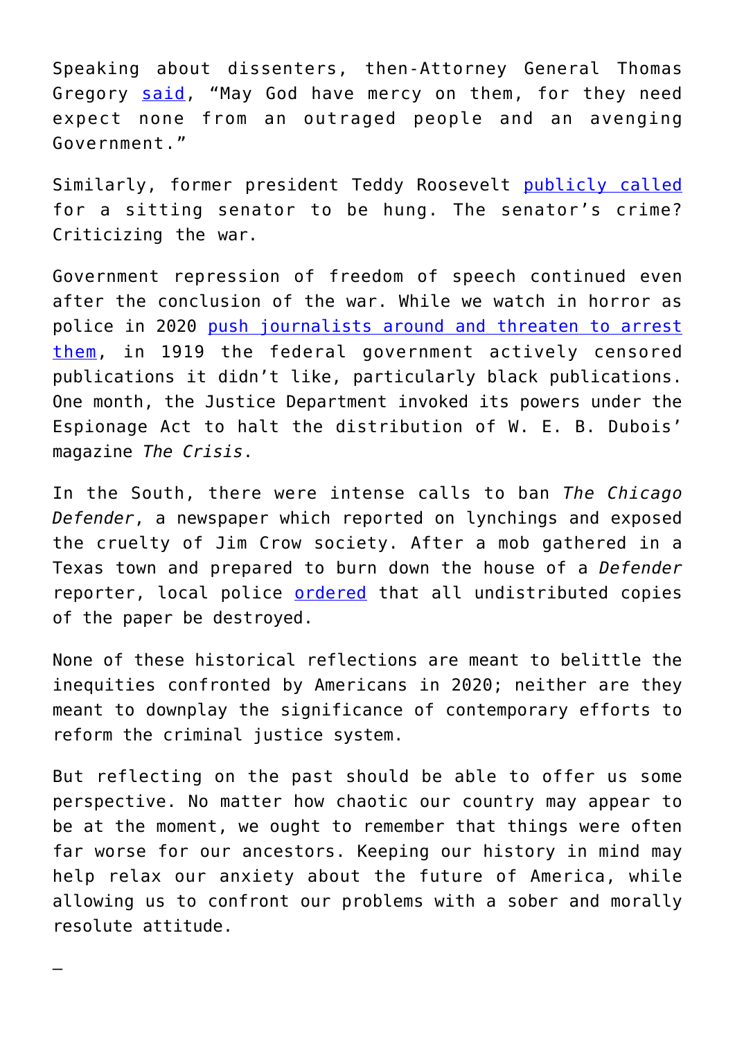Speaking about dissenters, then-Attorney General Thomas Gregory [said](), "May God have mercy on them, for they need expect none from an outraged people and an avenging Government."

Similarly, former president Teddy Roosevelt [publicly called]() for a sitting senator to be hung. The senator's crime? Criticizing the war.

Government repression of freedom of speech continued even after the conclusion of the war. While we watch in horror as police in 2020 [push journalists around and threaten to arrest them](), in 1919 the federal government actively censored publications it didn't like, particularly black publications. One month, the Justice Department invoked its powers under the Espionage Act to halt the distribution of W. E. B. Dubois' magazine *The Crisis*.

In the South, there were intense calls to ban *The Chicago Defender*, a newspaper which reported on lynchings and exposed the cruelty of Jim Crow society. After a mob gathered in a Texas town and prepared to burn down the house of a *Defender* reporter, local police [ordered]() that all undistributed copies of the paper be destroyed.

None of these historical reflections are meant to belittle the inequities confronted by Americans in 2020; neither are they meant to downplay the significance of contemporary efforts to reform the criminal justice system.

But reflecting on the past should be able to offer us some perspective. No matter how chaotic our country may appear to be at the moment, we ought to remember that things were often far worse for our ancestors. Keeping our history in mind may help relax our anxiety about the future of America, while allowing us to confront our problems with a sober and morally resolute attitude.

—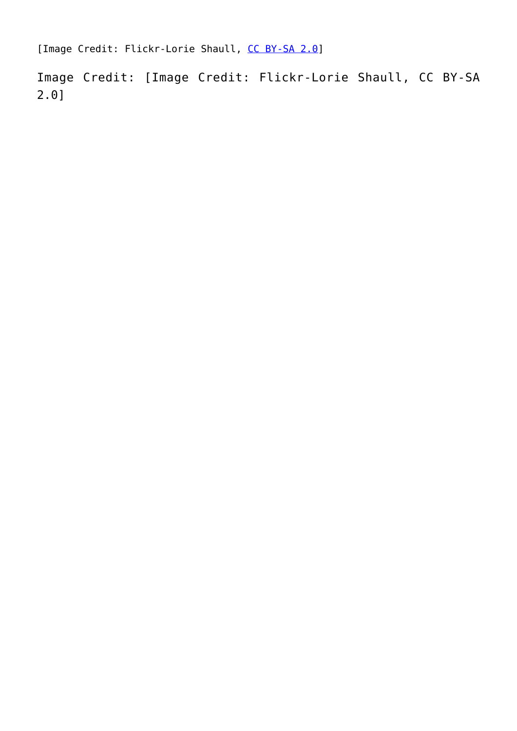[Image Credit: Flickr-Lorie Shaull, CC BY-SA 2.0]

Image Credit: [Image Credit: Flickr-Lorie Shaull, CC BY-SA 2.0]